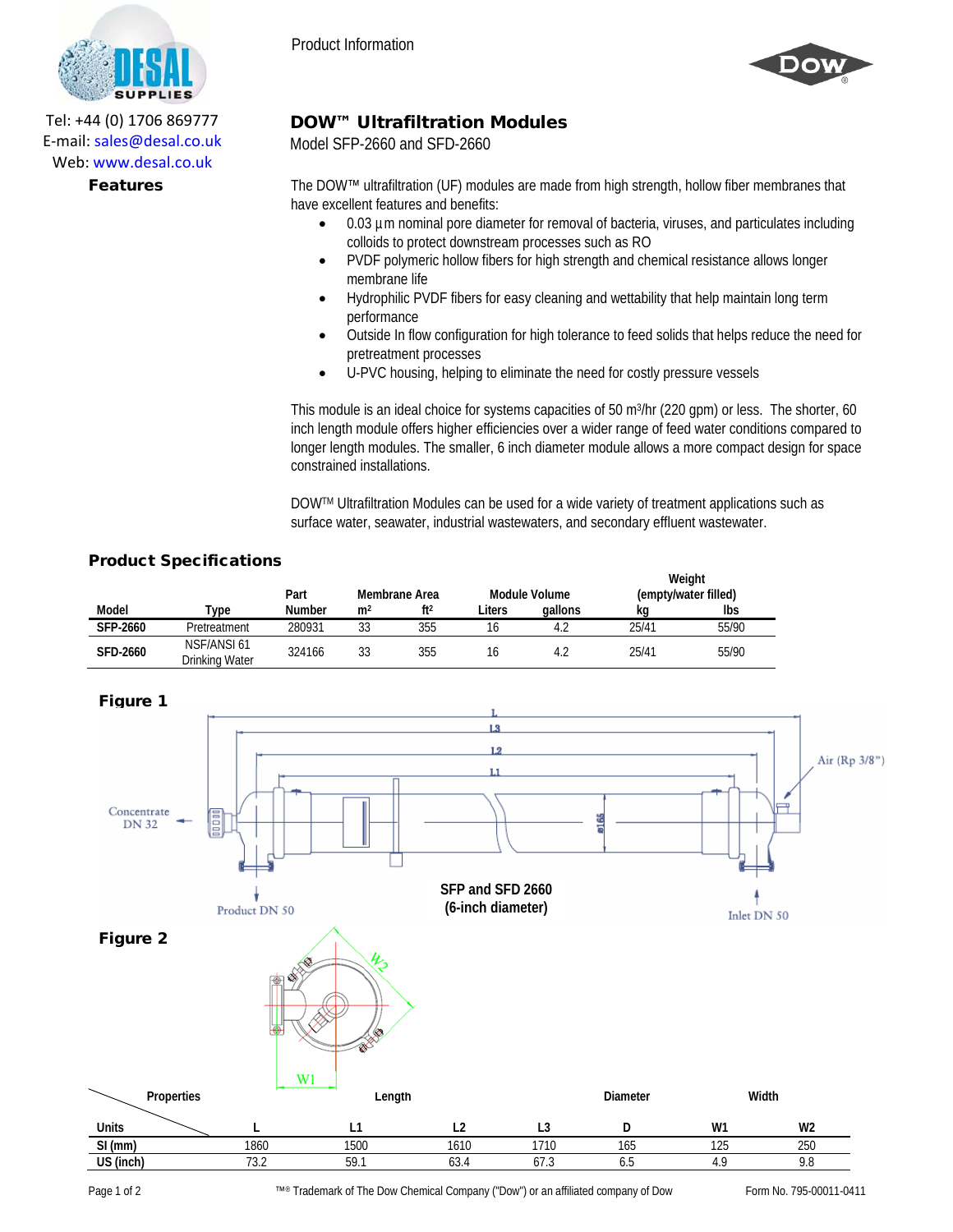Tel: +44 (0) 1706 869777
E-mail: sales@desal.co.uk
Web: www.desal.co.uk

Product Information

# DOW™ Ultrafiltration Modules

Model SFP-2660 and SFD-2660

## Features

The DOW™ ultrafiltration (UF) modules are made from high strength, hollow fiber membranes that have excellent features and benefits:

- 0.03 µm nominal pore diameter for removal of bacteria, viruses, and particulates including colloids to protect downstream processes such as RO
- PVDF polymeric hollow fibers for high strength and chemical resistance allows longer membrane life
- Hydrophilic PVDF fibers for easy cleaning and wettability that help maintain long term performance
- Outside In flow configuration for high tolerance to feed solids that helps reduce the need for pretreatment processes
- U-PVC housing, helping to eliminate the need for costly pressure vessels

This module is an ideal choice for systems capacities of 50 $m^3$/hr (220 gpm) or less. The shorter, 60 inch length module offers higher efficiencies over a wider range of feed water conditions compared to longer length modules. The smaller, 6 inch diameter module allows a more compact design for space constrained installations.

DOW™ Ultrafiltration Modules can be used for a wide variety of treatment applications such as surface water, seawater, industrial wastewaters, and secondary effluent wastewater.

## Product Specifications

| Model | Type | Part Number | Membrane Area $m^2$ | Membrane Area $ft^2$ | Module Volume Liters | Module Volume gallons | Weight (empty/water filled) kg | Weight (empty/water filled) lbs |
|---|---|---|---|---|---|---|---|---|
| SFP-2660 | Pretreatment | 280931 | 33 | 355 | 16 | 4.2 | 25/41 | 55/90 |
| SFD-2660 | NSF/ANSI 61 Drinking Water | 324166 | 33 | 355 | 16 | 4.2 | 25/41 | 55/90 |

## Figure 1

Concentrate DN 32 · Product DN 50 · Inlet DN 50 · Air (Rp 3/8") · L · L3 · L2 · L1 · ø165

SFP and SFD 2660
(6-inch diameter)

## Figure 2

W1 · W2

| Properties / Units | Length L | Length L1 | Length L2 | Length L3 | Diameter D | Width W1 | Width W2 |
|---|---|---|---|---|---|---|---|
| SI (mm) | 1860 | 1500 | 1610 | 1710 | 165 | 125 | 250 |
| US (inch) | 73.2 | 59.1 | 63.4 | 67.3 | 6.5 | 4.9 | 9.8 |

™® Trademark of The Dow Chemical Company ("Dow") or an affiliated company of Dow

Form No. 795-00011-0411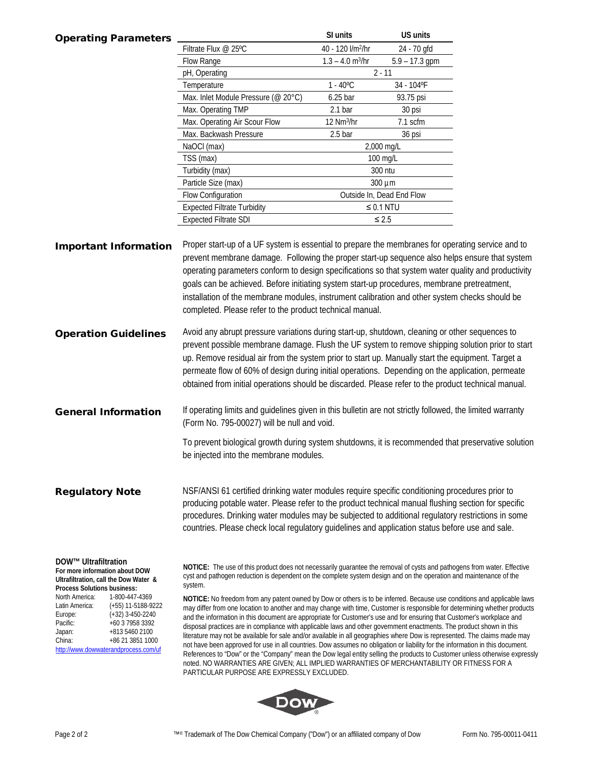## Operating Parameters

| | SI units | US units |
|---|---|---|
| Filtrate Flux @ 25ºC | 40 - 120 l/m²/hr | 24 - 70 gfd |
| Flow Range | 1.3 – 4.0 m³/hr | 5.9 – 17.3 gpm |
| pH, Operating | 2 - 11 | |
| Temperature | 1 - 40ºC | 34 - 104ºF |
| Max. Inlet Module Pressure (@ 20°C) | 6.25 bar | 93.75 psi |
| Max. Operating TMP | 2.1 bar | 30 psi |
| Max. Operating Air Scour Flow | 12 Nm³/hr | 7.1 scfm |
| Max. Backwash Pressure | 2.5 bar | 36 psi |
| NaOCl (max) | 2,000 mg/L | |
| TSS (max) | 100 mg/L | |
| Turbidity (max) | 300 ntu | |
| Particle Size (max) | 300 µm | |
| Flow Configuration | Outside In, Dead End Flow | |
| Expected Filtrate Turbidity | ≤ 0.1 NTU | |
| Expected Filtrate SDI | ≤ 2.5 | |

## Important Information

Proper start-up of a UF system is essential to prepare the membranes for operating service and to prevent membrane damage. Following the proper start-up sequence also helps ensure that system operating parameters conform to design specifications so that system water quality and productivity goals can be achieved. Before initiating system start-up procedures, membrane pretreatment, installation of the membrane modules, instrument calibration and other system checks should be completed. Please refer to the product technical manual.

## Operation Guidelines

Avoid any abrupt pressure variations during start-up, shutdown, cleaning or other sequences to prevent possible membrane damage. Flush the UF system to remove shipping solution prior to start up. Remove residual air from the system prior to start up. Manually start the equipment. Target a permeate flow of 60% of design during initial operations. Depending on the application, permeate obtained from initial operations should be discarded. Please refer to the product technical manual.

## General Information

If operating limits and guidelines given in this bulletin are not strictly followed, the limited warranty (Form No. 795-00027) will be null and void.

To prevent biological growth during system shutdowns, it is recommended that preservative solution be injected into the membrane modules.

## Regulatory Note

NSF/ANSI 61 certified drinking water modules require specific conditioning procedures prior to producing potable water. Please refer to the product technical manual flushing section for specific procedures. Drinking water modules may be subjected to additional regulatory restrictions in some countries. Please check local regulatory guidelines and application status before use and sale.

**DOW™ Ultrafiltration**
**For more information about DOW Ultrafiltration, call the Dow Water & Process Solutions business:**

| | |
|---|---|
| North America: | 1-800-447-4369 |
| Latin America: | (+55) 11-5188-9222 |
| Europe: | (+32) 3-450-2240 |
| Pacific: | +60 3 7958 3392 |
| Japan: | +813 5460 2100 |
| China: | +86 21 3851 1000 |

http://www.dowwaterandprocess.com/uf

**NOTICE:** The use of this product does not necessarily guarantee the removal of cysts and pathogens from water. Effective cyst and pathogen reduction is dependent on the complete system design and on the operation and maintenance of the system.

**NOTICE:** No freedom from any patent owned by Dow or others is to be inferred. Because use conditions and applicable laws may differ from one location to another and may change with time, Customer is responsible for determining whether products and the information in this document are appropriate for Customer's use and for ensuring that Customer's workplace and disposal practices are in compliance with applicable laws and other government enactments. The product shown in this literature may not be available for sale and/or available in all geographies where Dow is represented. The claims made may not have been approved for use in all countries. Dow assumes no obligation or liability for the information in this document. References to "Dow" or the "Company" mean the Dow legal entity selling the products to Customer unless otherwise expressly noted. NO WARRANTIES ARE GIVEN; ALL IMPLIED WARRANTIES OF MERCHANTABILITY OR FITNESS FOR A PARTICULAR PURPOSE ARE EXPRESSLY EXCLUDED.

™® Trademark of The Dow Chemical Company ("Dow") or an affiliated company of Dow

Form No. 795-00011-0411